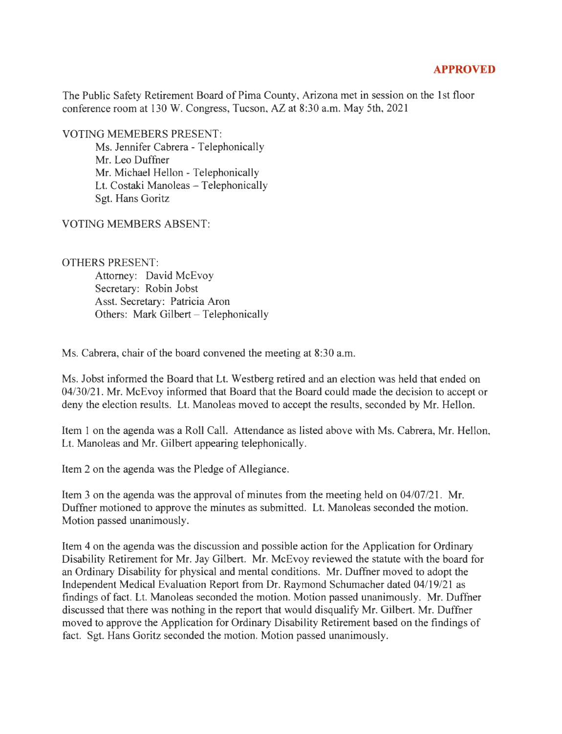**APPROVED**

The Public Safety Retirement Board of Pima County, Arizona met in session on the 1st floor conference room at 130 W. Congress, Tucson, AZ at 8:30 a.m. May 5th, 2021

VOTING MEMEBERS PRESENT:

Ms. Jennifer Cabrera - Telephonically
Mr. Leo Duffner
Mr. Michael Hellon - Telephonically
Lt. Costaki Manoleas – Telephonically
Sgt. Hans Goritz

VOTING MEMBERS ABSENT:

OTHERS PRESENT:

Attorney: David McEvoy
Secretary: Robin Jobst
Asst. Secretary: Patricia Aron
Others: Mark Gilbert – Telephonically

Ms. Cabrera, chair of the board convened the meeting at 8:30 a.m.

Ms. Jobst informed the Board that Lt. Westberg retired and an election was held that ended on 04/30/21. Mr. McEvoy informed that Board that the Board could made the decision to accept or deny the election results. Lt. Manoleas moved to accept the results, seconded by Mr. Hellon.

Item 1 on the agenda was a Roll Call. Attendance as listed above with Ms. Cabrera, Mr. Hellon, Lt. Manoleas and Mr. Gilbert appearing telephonically.

Item 2 on the agenda was the Pledge of Allegiance.

Item 3 on the agenda was the approval of minutes from the meeting held on 04/07/21. Mr. Duffner motioned to approve the minutes as submitted. Lt. Manoleas seconded the motion. Motion passed unanimously.

Item 4 on the agenda was the discussion and possible action for the Application for Ordinary Disability Retirement for Mr. Jay Gilbert. Mr. McEvoy reviewed the statute with the board for an Ordinary Disability for physical and mental conditions. Mr. Duffner moved to adopt the Independent Medical Evaluation Report from Dr. Raymond Schumacher dated 04/19/21 as findings of fact. Lt. Manoleas seconded the motion. Motion passed unanimously. Mr. Duffner discussed that there was nothing in the report that would disqualify Mr. Gilbert. Mr. Duffner moved to approve the Application for Ordinary Disability Retirement based on the findings of fact. Sgt. Hans Goritz seconded the motion. Motion passed unanimously.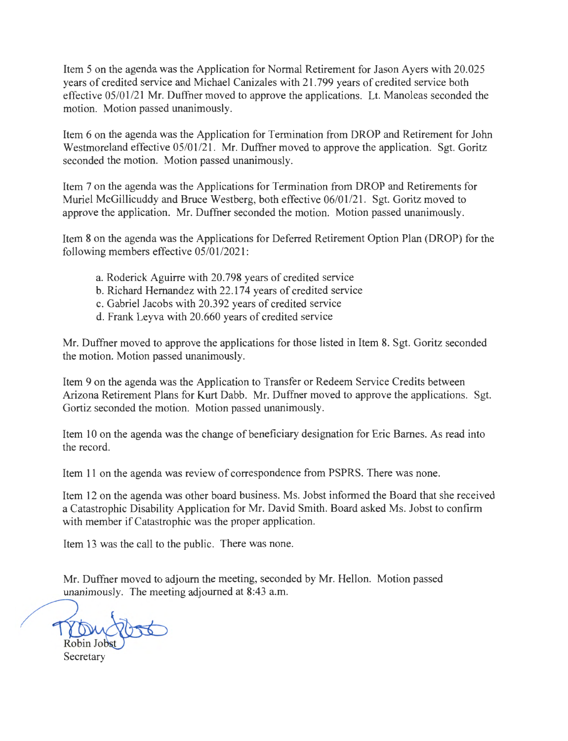Item 5 on the agenda was the Application for Normal Retirement for Jason Ayers with 20.025 years of credited service and Michael Canizales with 21.799 years of credited service both effective 05/01/21 Mr. Duffner moved to approve the applications. Lt. Manoleas seconded the motion. Motion passed unanimously.

Item 6 on the agenda was the Application for Termination from DROP and Retirement for John Westmoreland effective 05/01/21. Mr. Duffner moved to approve the application. Sgt. Goritz seconded the motion. Motion passed unanimously.

Item 7 on the agenda was the Applications for Termination from DROP and Retirements for Muriel McGillicuddy and Bruce Westberg, both effective 06/01/21. Sgt. Goritz moved to approve the application. Mr. Duffner seconded the motion. Motion passed unanimously.

Item 8 on the agenda was the Applications for Deferred Retirement Option Plan (DROP) for the following members effective 05/01/2021:

a. Roderick Aguirre with 20.798 years of credited service
b. Richard Hernandez with 22.174 years of credited service
c. Gabriel Jacobs with 20.392 years of credited service
d. Frank Leyva with 20.660 years of credited service

Mr. Duffner moved to approve the applications for those listed in Item 8. Sgt. Goritz seconded the motion. Motion passed unanimously.

Item 9 on the agenda was the Application to Transfer or Redeem Service Credits between Arizona Retirement Plans for Kurt Dabb. Mr. Duffner moved to approve the applications. Sgt. Gortiz seconded the motion. Motion passed unanimously.

Item 10 on the agenda was the change of beneficiary designation for Eric Barnes. As read into the record.

Item 11 on the agenda was review of correspondence from PSPRS. There was none.

Item 12 on the agenda was other board business. Ms. Jobst informed the Board that she received a Catastrophic Disability Application for Mr. David Smith. Board asked Ms. Jobst to confirm with member if Catastrophic was the proper application.

Item 13 was the call to the public. There was none.

Mr. Duffner moved to adjourn the meeting, seconded by Mr. Hellon. Motion passed unanimously. The meeting adjourned at 8:43 a.m.

Robin Jobst
Secretary